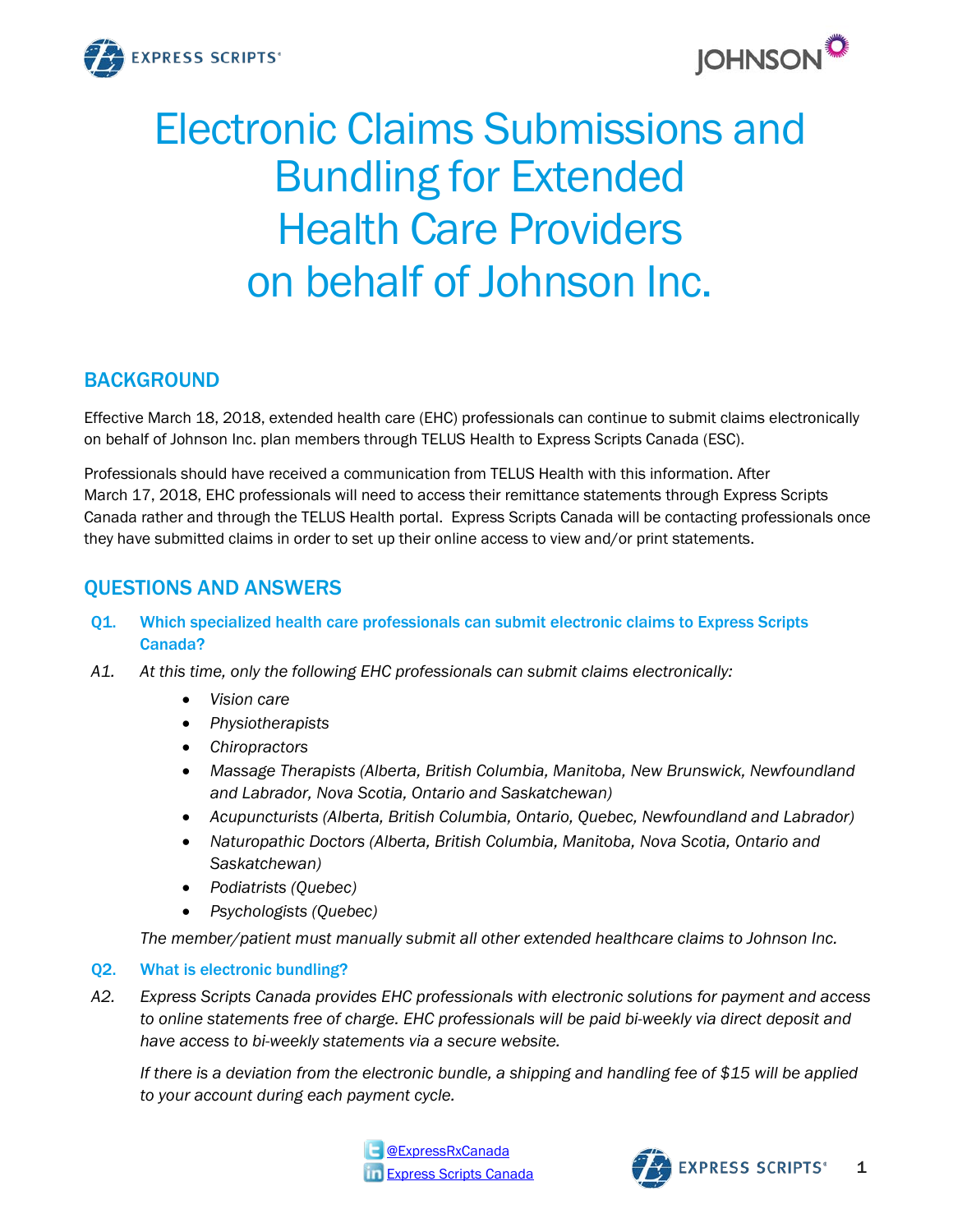# Electronic Claims Submissions and Bundling for Extended Health Care Providers on behalf of Johnson Inc.

## BACKGROUND

Effective March 18, 2018, extended health care (EHC) professionals can continue to submit claims electronically on behalf of Johnson Inc. plan members through TELUS Health to Express Scripts Canada (ESC).

Professionals should have received a communication from TELUS Health with this information. After March 17, 2018, EHC professionals will need to access their remittance statements through Express Scripts Canada rather and through the TELUS Health portal. Express Scripts Canada will be contacting professionals once they have submitted claims in order to set up their online access to view and/or print statements.

## QUESTIONS AND ANSWERS

**Q1. Which specialized health care professionals can submit electronic claims to Express Scripts Canada?**

*A1. At this time, only the following EHC professionals can submit claims electronically:*

- *Vision care*
- *Physiotherapists*
- *Chiropractors*
- *Massage Therapists (Alberta, British Columbia, Manitoba, New Brunswick, Newfoundland and Labrador, Nova Scotia, Ontario and Saskatchewan)*
- *Acupuncturists (Alberta, British Columbia, Ontario, Quebec, Newfoundland and Labrador)*
- *Naturopathic Doctors (Alberta, British Columbia, Manitoba, Nova Scotia, Ontario and Saskatchewan)*
- *Podiatrists (Quebec)*
- *Psychologists (Quebec)*

*The member/patient must manually submit all other extended healthcare claims to Johnson Inc.*

**Q2. What is electronic bundling?**

*A2. Express Scripts Canada provides EHC professionals with electronic solutions for payment and access to online statements free of charge. EHC professionals will be paid bi-weekly via direct deposit and have access to bi-weekly statements via a secure website.*

*If there is a deviation from the electronic bundle, a shipping and handling fee of $15 will be applied to your account during each payment cycle.*

@ExpressRxCanada
Express Scripts Canada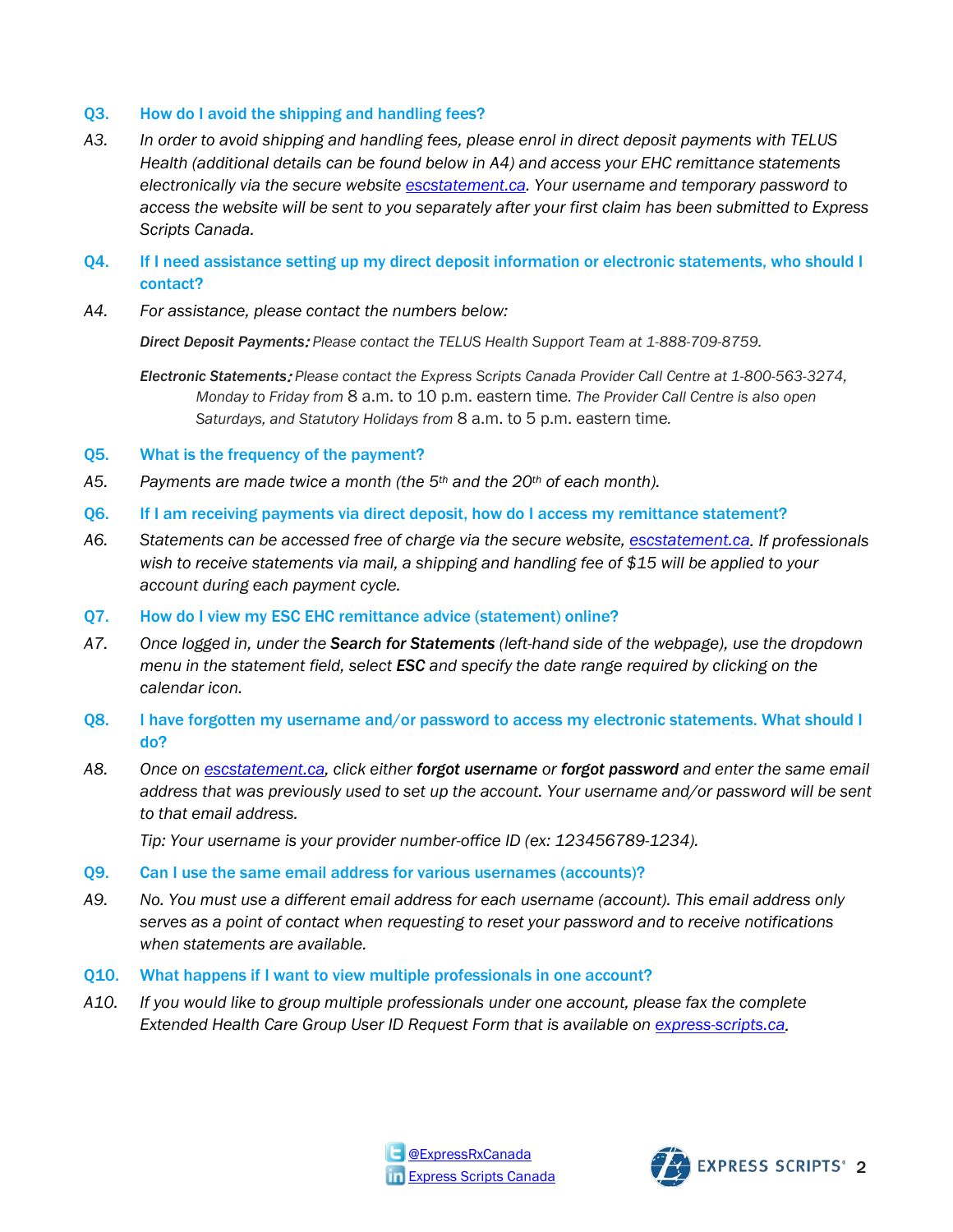**Q3. How do I avoid the shipping and handling fees?**

A3. *In order to avoid shipping and handling fees, please enrol in direct deposit payments with TELUS Health (additional details can be found below in A4) and access your EHC remittance statements electronically via the secure website [escstatement.ca](escstatement.ca). Your username and temporary password to access the website will be sent to you separately after your first claim has been submitted to Express Scripts Canada.*

**Q4. If I need assistance setting up my direct deposit information or electronic statements, who should I contact?**

A4. *For assistance, please contact the numbers below:*

***Direct Deposit Payments:*** *Please contact the TELUS Health Support Team at 1-888-709-8759.*

***Electronic Statements:*** *Please contact the Express Scripts Canada Provider Call Centre at 1-800-563-3274, Monday to Friday from 8 a.m. to 10 p.m. eastern time. The Provider Call Centre is also open Saturdays, and Statutory Holidays from 8 a.m. to 5 p.m. eastern time.*

**Q5. What is the frequency of the payment?**

A5. *Payments are made twice a month (the 5th and the 20th of each month).*

**Q6. If I am receiving payments via direct deposit, how do I access my remittance statement?**

A6. *Statements can be accessed free of charge via the secure website, [escstatement.ca](escstatement.ca). If professionals wish to receive statements via mail, a shipping and handling fee of $15 will be applied to your account during each payment cycle.*

**Q7. How do I view my ESC EHC remittance advice (statement) online?**

A7. *Once logged in, under the **Search for Statements** (left-hand side of the webpage), use the dropdown menu in the statement field, select **ESC** and specify the date range required by clicking on the calendar icon.*

**Q8. I have forgotten my username and/or password to access my electronic statements. What should I do?**

A8. *Once on [escstatement.ca](escstatement.ca), click either **forgot username** or **forgot password** and enter the same email address that was previously used to set up the account. Your username and/or password will be sent to that email address.*

*Tip: Your username is your provider number-office ID (ex: 123456789-1234).*

**Q9. Can I use the same email address for various usernames (accounts)?**

A9. *No. You must use a different email address for each username (account). This email address only serves as a point of contact when requesting to reset your password and to receive notifications when statements are available.*

**Q10. What happens if I want to view multiple professionals in one account?**

A10. *If you would like to group multiple professionals under one account, please fax the complete Extended Health Care Group User ID Request Form that is available on [express-scripts.ca](express-scripts.ca).*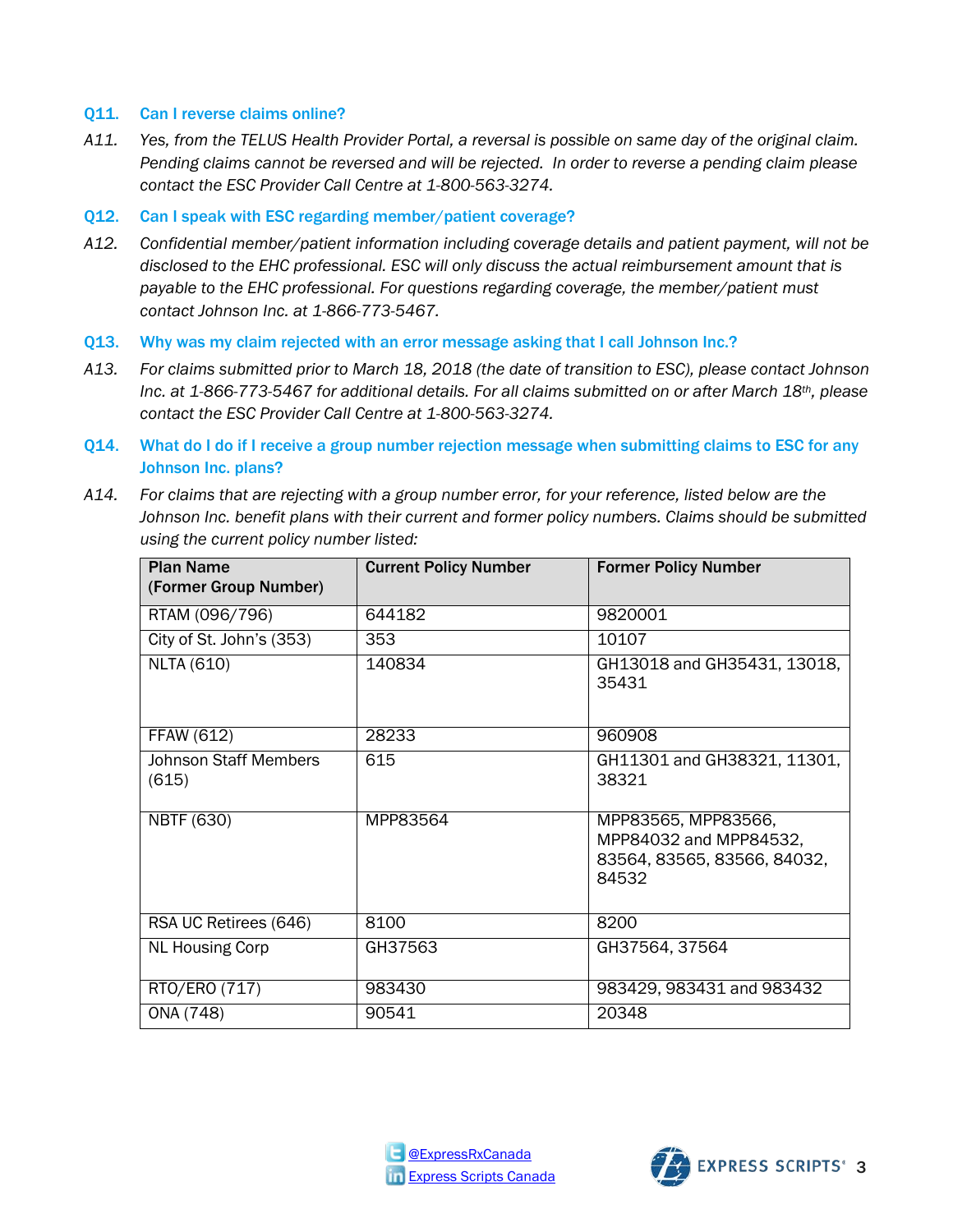**Q11. Can I reverse claims online?**

A11. *Yes, from the TELUS Health Provider Portal, a reversal is possible on same day of the original claim. Pending claims cannot be reversed and will be rejected. In order to reverse a pending claim please contact the ESC Provider Call Centre at 1-800-563-3274.*

**Q12. Can I speak with ESC regarding member/patient coverage?**

A12. *Confidential member/patient information including coverage details and patient payment, will not be disclosed to the EHC professional. ESC will only discuss the actual reimbursement amount that is payable to the EHC professional. For questions regarding coverage, the member/patient must contact Johnson Inc. at 1-866-773-5467.*

**Q13. Why was my claim rejected with an error message asking that I call Johnson Inc.?**

A13. *For claims submitted prior to March 18, 2018 (the date of transition to ESC), please contact Johnson Inc. at 1-866-773-5467 for additional details. For all claims submitted on or after March 18th, please contact the ESC Provider Call Centre at 1-800-563-3274.*

**Q14. What do I do if I receive a group number rejection message when submitting claims to ESC for any Johnson Inc. plans?**

A14. *For claims that are rejecting with a group number error, for your reference, listed below are the Johnson Inc. benefit plans with their current and former policy numbers. Claims should be submitted using the current policy number listed:*

| Plan Name (Former Group Number) | Current Policy Number | Former Policy Number |
|---|---|---|
| RTAM (096/796) | 644182 | 9820001 |
| City of St. John's (353) | 353 | 10107 |
| NLTA (610) | 140834 | GH13018 and GH35431, 13018, 35431 |
| FFAW (612) | 28233 | 960908 |
| Johnson Staff Members (615) | 615 | GH11301 and GH38321, 11301, 38321 |
| NBTF (630) | MPP83564 | MPP83565, MPP83566, MPP84032 and MPP84532, 83564, 83565, 83566, 84032, 84532 |
| RSA UC Retirees (646) | 8100 | 8200 |
| NL Housing Corp | GH37563 | GH37564, 37564 |
| RTO/ERO (717) | 983430 | 983429, 983431 and 983432 |
| ONA (748) | 90541 | 20348 |

@ExpressRxCanada
Express Scripts Canada